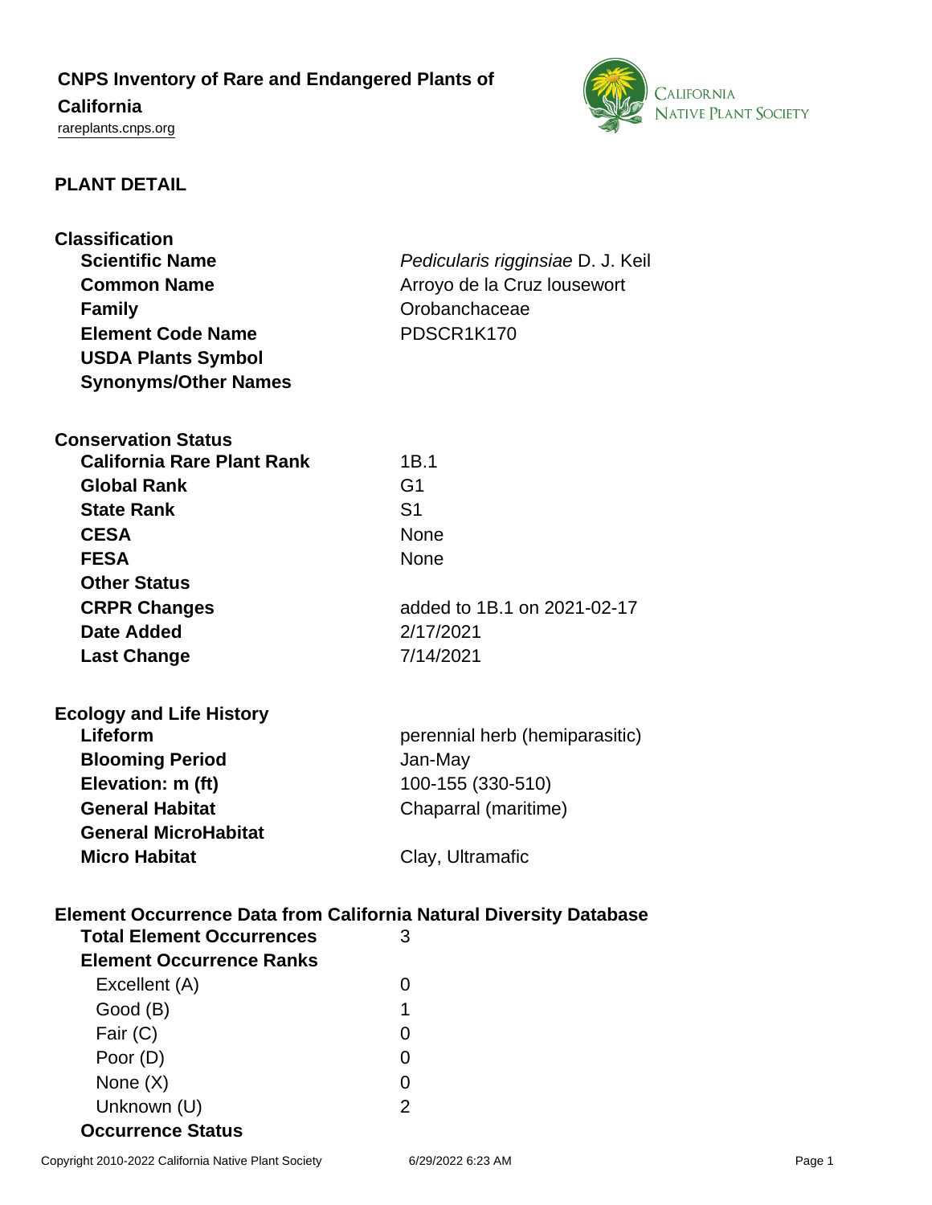# CNPS Inventory of Rare and Endangered Plants of California

rareplants.cnps.org

## PLANT DETAIL

### Classification

| | |
|---|---|
| **Scientific Name** | *Pedicularis rigginsiae* D. J. Keil |
| **Common Name** | Arroyo de la Cruz lousewort |
| **Family** | Orobanchaceae |
| **Element Code Name** | PDSCR1K170 |
| **USDA Plants Symbol** | |
| **Synonyms/Other Names** | |

### Conservation Status

| | |
|---|---|
| **California Rare Plant Rank** | 1B.1 |
| **Global Rank** | G1 |
| **State Rank** | S1 |
| **CESA** | None |
| **FESA** | None |
| **Other Status** | |
| **CRPR Changes** | added to 1B.1 on 2021-02-17 |
| **Date Added** | 2/17/2021 |
| **Last Change** | 7/14/2021 |

### Ecology and Life History

| | |
|---|---|
| **Lifeform** | perennial herb (hemiparasitic) |
| **Blooming Period** | Jan-May |
| **Elevation: m (ft)** | 100-155 (330-510) |
| **General Habitat** | Chaparral (maritime) |
| **General MicroHabitat** | |
| **Micro Habitat** | Clay, Ultramafic |

### Element Occurrence Data from California Natural Diversity Database

| | |
|---|---|
| **Total Element Occurrences** | 3 |
| **Element Occurrence Ranks** | |
| Excellent (A) | 0 |
| Good (B) | 1 |
| Fair (C) | 0 |
| Poor (D) | 0 |
| None (X) | 0 |
| Unknown (U) | 2 |
| **Occurrence Status** | |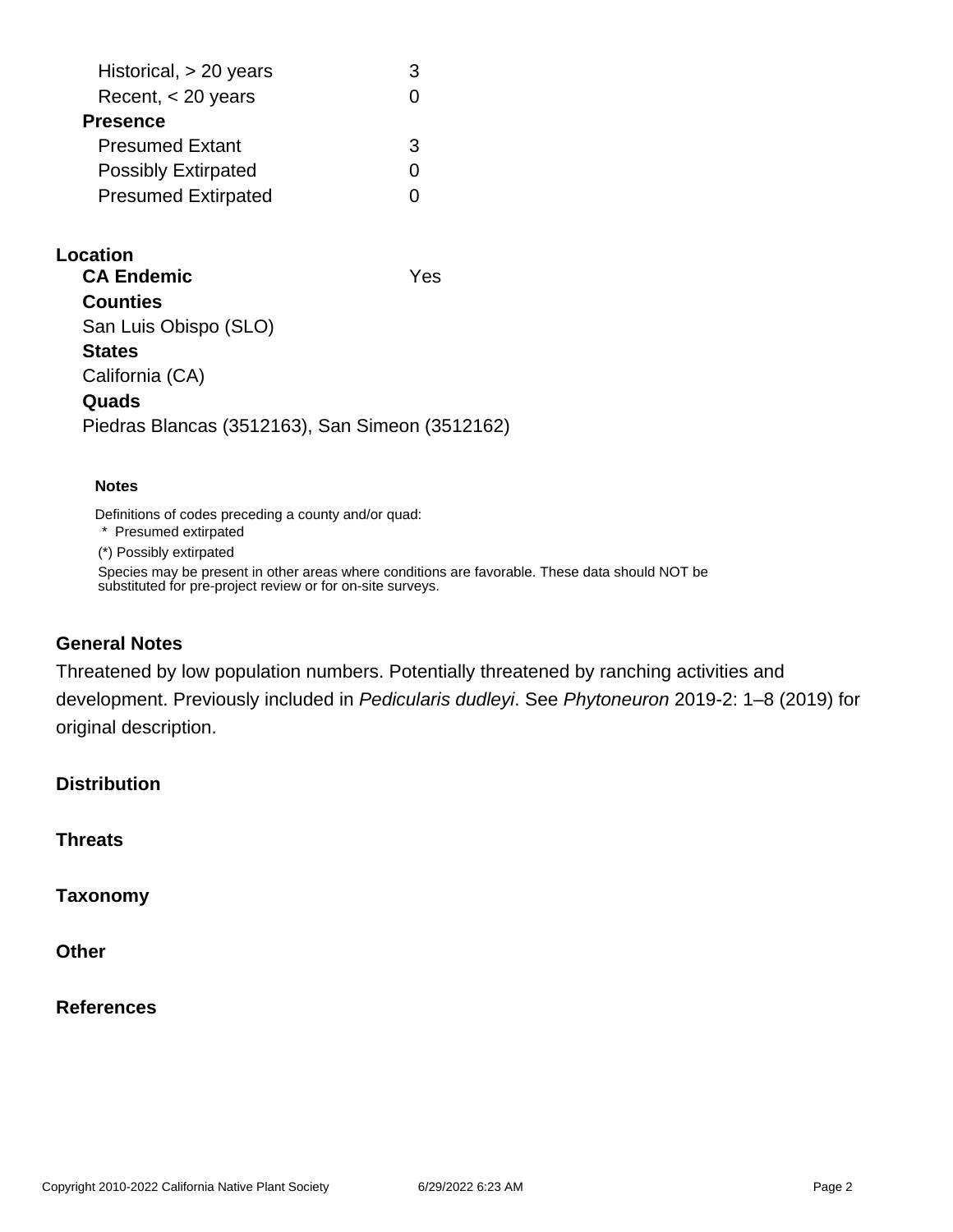| | |
|---|---|
| Historical, > 20 years | 3 |
| Recent, < 20 years | 0 |
| **Presence** | |
| Presumed Extant | 3 |
| Possibly Extirpated | 0 |
| Presumed Extirpated | 0 |

## Location

**CA Endemic** Yes

**Counties**

San Luis Obispo (SLO)

**States**

California (CA)

**Quads**

Piedras Blancas (3512163), San Simeon (3512162)

**Notes**

Definitions of codes preceding a county and/or quad:

\* Presumed extirpated

(*) Possibly extirpated

Species may be present in other areas where conditions are favorable. These data should NOT be substituted for pre-project review or for on-site surveys.

## General Notes

Threatened by low population numbers. Potentially threatened by ranching activities and development. Previously included in *Pedicularis dudleyi*. See *Phytoneuron* 2019-2: 1–8 (2019) for original description.

## Distribution

## Threats

## Taxonomy

## Other

## References

Copyright 2010-2022 California Native Plant Society 6/29/2022 6:23 AM